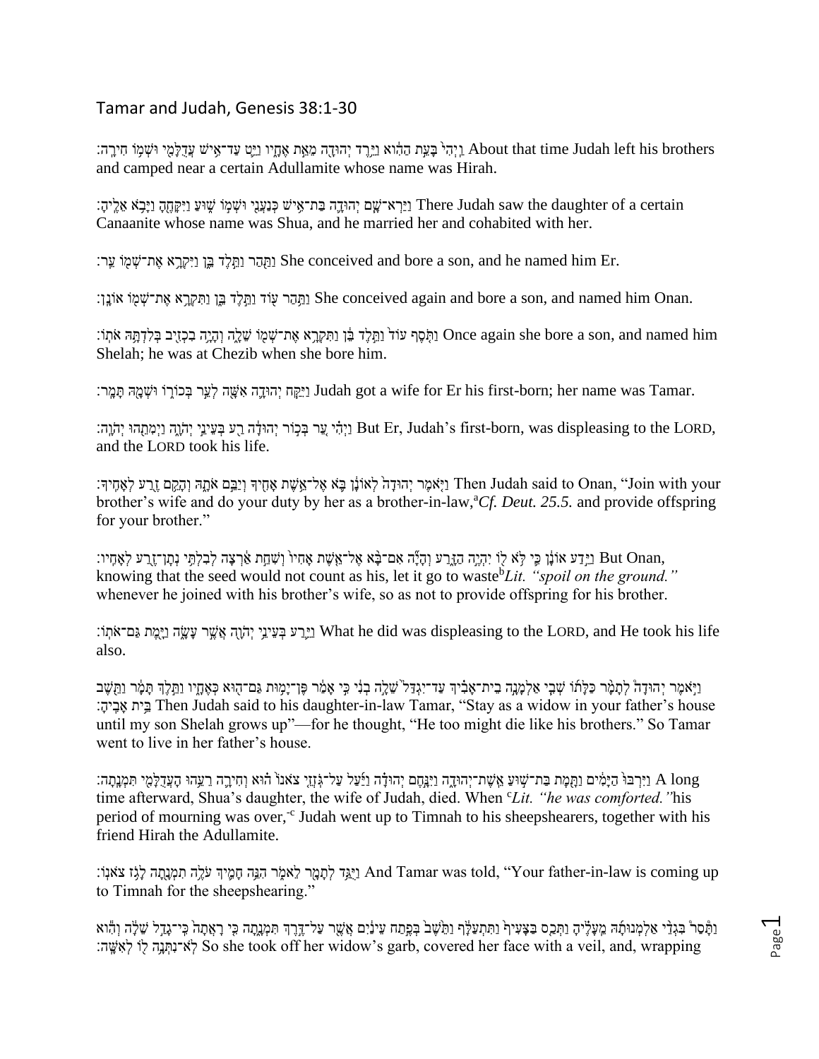## Tamar and Judah, Genesis 38:1-30

וַיְהִי֙ בָּעֵ֣ת הַהִ֔וא וַיֵּ֥רֶד יְהוּדָ֖ה מֵאֵ֣ת אֶחָ֑יו וַיֵּ֛ט עַד־אִ֥ישׁ עֲדֻלָּמִ֖י וּשְׁמ֥וֹ חִירָֽה׃ About that time Judah left his brothers and camped near a certain Adullamite whose name was Hirah.

וַיַּרְא־שָׁ֧ם יְהוּדָ֛ה בַּת־אִ֥ישׁ כְּנַעֲנִ֖י וּשְׁמ֣וֹ שׁ֑וּעַ וַיִּקָּחֶ֖הָ וַיָּבֹ֥א אֵלֶֽיהָ׃ There Judah saw the daughter of a certain Canaanite whose name was Shua, and he married her and cohabited with her.

וַתַּ֖הַר וַתֵּ֣לֶד בֵּ֑ן וַיִּקְרָ֥א אֶת־שְׁמ֖וֹ עֵֽר׃ She conceived and bore a son, and he named him Er.

וַתַּ֥הַר ע֖וֹד וַתֵּ֣לֶד בֵּ֑ן וַתִּקְרָ֥א אֶת־שְׁמ֖וֹ אוֹנָֽן׃ She conceived again and bore a son, and named him Onan.

וַתֹּ֤סֶף עוֹד֙ וַתֵּ֣לֶד בֵּ֔ן וַתִּקְרָ֥א אֶת־שְׁמ֖וֹ שֵׁלָ֑ה וְהָיָ֥ה בִכְזִ֖יב בְּלִדְתָּ֥הּ אֹתֽוֹ׃ Once again she bore a son, and named him Shelah; he was at Chezib when she bore him.

וַיִּקַּ֧ח יְהוּדָ֛ה אִשָּׁ֖ה לְעֵ֣ר בְּכוֹר֑וֹ וּשְׁמָ֖הּ תָּמָֽר׃ Judah got a wife for Er his first-born; her name was Tamar.

וַיְהִ֗י עֵ֚ר בְּכ֣וֹר יְהוּדָ֔ה רַ֖ע בְּעֵינֵ֣י יְהוָ֑ה וַיְמִתֵ֖הוּ יְהוָֽה׃ But Er, Judah's first-born, was displeasing to the LORD, and the LORD took his life.

וַיֹּ֤אמֶר יְהוּדָה֙ לְאוֹנָ֔ן בֹּ֛א אֶל־אֵ֥שֶׁת אָחִ֖יךָ וְיַבֵּ֣ם אֹתָ֑הּ וְהָקֵ֥ם זֶ֖רַע לְאָחִֽיךָ׃ Then Judah said to Onan, "Join with your brother's wife and do your duty by her as a brother-in-law,[a]*Cf. Deut. 25.5.* and provide offspring for your brother."

וַיֵּ֣דַע אוֹנָ֔ן כִּ֛י לֹּ֥א ל֖וֹ יִהְיֶ֣ה הַזָּ֑רַע וְהָיָ֞ה אִם־בָּ֨א אֶל־אֵ֤שֶׁת אָחִיו֙ וְשִׁחֵ֣ת אַ֔רְצָה לְבִלְתִּ֥י נְתָן־זֶ֖רַע לְאָחִֽיו׃ But Onan, knowing that the seed would not count as his, let it go to waste[b]*Lit. "spoil on the ground."* whenever he joined with his brother's wife, so as not to provide offspring for his brother.

וַיֵּ֛רַע בְּעֵינֵ֥י יְהוָ֖ה אֲשֶׁ֣ר עָשָׂ֑ה וַיָּ֖מֶת גַּם־אֹתֽוֹ׃ What he did was displeasing to the LORD, and He took his life also.

וַיֹּ֣אמֶר יְהוּדָ֣ה לְתָמָ֣ר כַּלָּת֡וֹ שְׁבִ֣י אַלְמָנָ֣ה בֵית־אָבִ֡יךְ עַד־יִגְדַּל֙ שֵׁלָ֣ה בְנִ֔י כִּ֣י אָמַ֔ר פֶּן־יָמ֥וּת גַּם־ה֖וּא כְּאֶחָ֑יו וַתֵּ֣לֶךְ תָּמָ֔ר וַתֵּ֖שֶׁב בֵּ֥ית אָבִֽיהָ׃ Then Judah said to his daughter-in-law Tamar, "Stay as a widow in your father's house until my son Shelah grows up"—for he thought, "He too might die like his brothers." So Tamar went to live in her father's house.

וַיִּרְבּוּ֙ הַיָּמִ֔ים וַתָּ֖מָת בַּת־שׁ֣וּעַ אֵֽשֶׁת־יְהוּדָ֑ה וַיִּנָּ֣חֶם יְהוּדָ֗ה וַיַּ֜עַל עַל־גֹּֽזְזֵ֤י צֹאנוֹ֙ ה֗וּא וְחִירָ֛ה רֵעֵ֥הוּ הָֽעֲדֻלָּמִ֖י תִּמְנָֽתָה׃ A long time afterward, Shua's daughter, the wife of Judah, died. When [c]*Lit. "he was comforted."*his period of mourning was over,[-c] Judah went up to Timnah to his sheepshearers, together with his friend Hirah the Adullamite.

וַיֻּגַּ֥ד לְתָמָ֖ר לֵאמֹ֑ר הִנֵּ֥ה חָמִ֛יךְ עֹלֶ֥ה תִמְנָ֖תָה לָגֹ֥ז צֹאנֽוֹ׃ And Tamar was told, "Your father-in-law is coming up to Timnah for the sheepshearing."

וַתָּסַר֩ בִּגְדֵ֨י אַלְמְנוּתָ֜הּ מֵעָלֶ֗יהָ וַתְּכַ֤ס בַּצָּעִיף֙ וַתִּתְעַלָּ֔ף וַתֵּ֙שֶׁב֙ בְּפֶ֣תַח עֵינַ֔יִם אֲשֶׁ֖ר עַל־דֶּ֣רֶךְ תִּמְנָ֑תָה כִּ֤י רָאֲתָה֙ כִּֽי־גָדַ֣ל שֵׁלָ֔ה וְהִ֕וא לֹֽא־נִתְּנָ֥ה ל֖וֹ לְאִשָּֽׁה׃ So she took off her widow's garb, covered her face with a veil, and, wrapping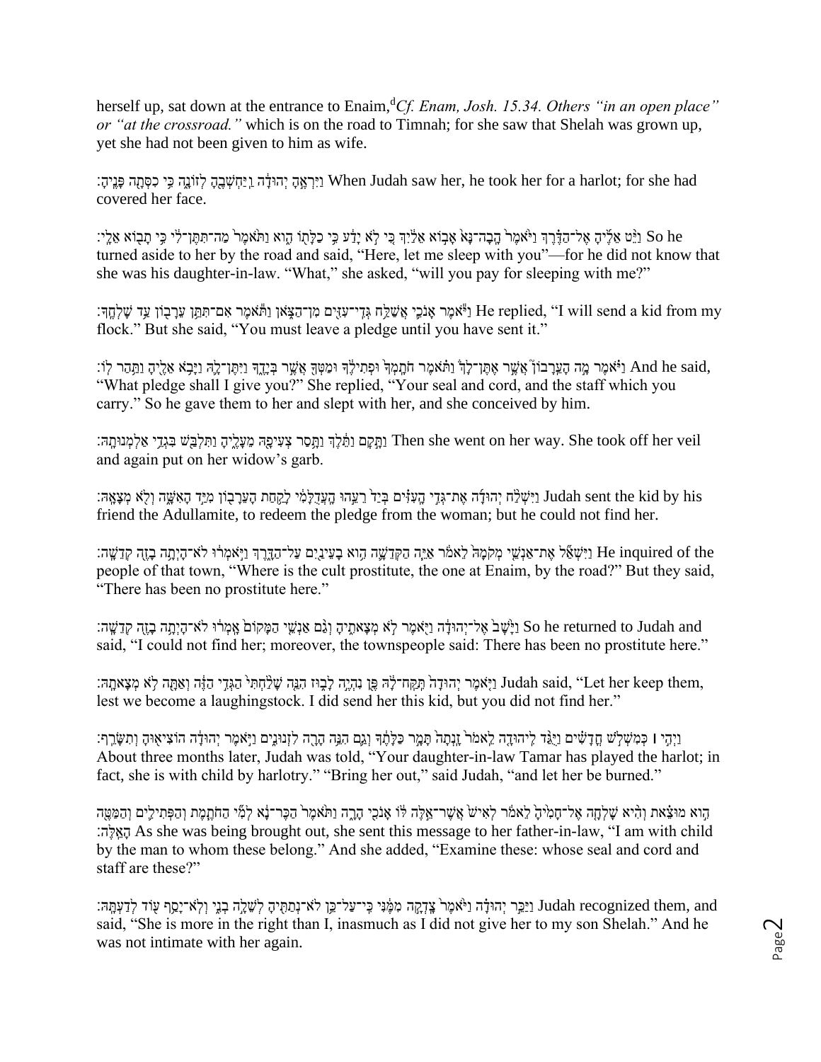herself up, sat down at the entrance to Enaim,[d]*Cf. Enam, Josh. 15.34. Others "in an open place" or "at the crossroad."* which is on the road to Timnah; for she saw that Shelah was grown up, yet she had not been given to him as wife.

וַיִּרְאֶ֣הָ יְהוּדָ֔ה וַֽיַּחְשְׁבֶ֖הָ לְזוֹנָ֑ה כִּ֥י כִסְּתָ֖ה פָּנֶֽיהָ׃ When Judah saw her, he took her for a harlot; for she had covered her face.

וַיֵּ֨ט אֵלֶ֜יהָ אֶל־הַדֶּ֗רֶךְ וַיֹּ֙אמֶר֙ הָֽבָה־נָּא֙ אָב֣וֹא אֵלַ֔יִךְ כִּ֚י לֹ֣א יָדַ֔ע כִּ֥י כַלָּת֖וֹ הִ֑וא וַתֹּ֙אמֶר֙ מַה־תִּתֶּן־לִּ֔י כִּ֥י תָב֖וֹא אֵלָֽי׃ So he turned aside to her by the road and said, "Here, let me sleep with you"—for he did not know that she was his daughter-in-law. "What," she asked, "will you pay for sleeping with me?"

וַיֹּ֕אמֶר אָנֹכִ֛י אֲשַׁלַּ֥ח גְּדִֽי־עִזִּ֖ים מִן־הַצֹּ֑אן וַתֹּ֕אמֶר אִם־תִּתֵּ֥ן עֵרָב֖וֹן עַ֥ד שָׁלְחֶֽךָ׃ He replied, "I will send a kid from my flock." But she said, "You must leave a pledge until you have sent it."

וַיֹּ֗אמֶר מָ֣ה הָעֵרָבוֹן֮ אֲשֶׁ֣ר אֶתֶּן־לָּךְ֒ וַתֹּ֗אמֶר חֹתָֽמְךָ֙ וּפְתִילֶ֔ךָ וּמַטְּךָ֖ אֲשֶׁ֣ר בְּיָדֶ֑ךָ וַיִּתֶּן־לָּ֛הּ וַיָּבֹ֥א אֵלֶ֖יהָ וַתַּ֥הַר לֽוֹ׃ And he said, "What pledge shall I give you?" She replied, "Your seal and cord, and the staff which you carry." So he gave them to her and slept with her, and she conceived by him.

וַתָּ֣קָם וַתֵּ֔לֶךְ וַתָּ֥סַר צְעִיפָ֖הּ מֵעָלֶ֑יהָ וַתִּלְבַּ֖שׁ בִּגְדֵ֥י אַלְמְנוּתָֽהּ׃ Then she went on her way. She took off her veil and again put on her widow's garb.

וַיִּשְׁלַ֨ח יְהוּדָ֜ה אֶת־גְּדִ֣י הָֽעִזִּ֗ים בְּיַד֙ רֵעֵ֣הוּ הָֽעֲדֻלָּמִ֔י לָקַ֥חַת הָעֵרָב֖וֹן מִיַּ֣ד הָאִשָּׁ֑ה וְלֹ֖א מְצָאָֽהּ׃ Judah sent the kid by his friend the Adullamite, to redeem the pledge from the woman; but he could not find her.

וַיִּשְׁאַ֞ל אֶת־אַנְשֵׁ֤י מְקֹמָהּ֙ לֵאמֹ֔ר אַיֵּ֧ה הַקְּדֵשָׁ֛ה הִ֥וא בָעֵינַ֖יִם עַל־הַדָּ֑רֶךְ וַיֹּ֣אמְר֔וּ לֹא־הָיְתָ֥ה בָזֶ֖ה קְדֵשָֽׁה׃ He inquired of the people of that town, "Where is the cult prostitute, the one at Enaim, by the road?" But they said, "There has been no prostitute here."

וַיָּ֙שָׁב֙ אֶל־יְהוּדָ֔ה וַיֹּ֖אמֶר לֹ֣א מְצָאתִ֑יהָ וְגַ֨ם אַנְשֵׁ֤י הַמָּקוֹם֙ אָֽמְר֔וּ לֹא־הָיְתָ֥ה בָזֶ֖ה קְדֵשָֽׁה׃ So he returned to Judah and said, "I could not find her; moreover, the townspeople said: There has been no prostitute here."

וַיֹּ֤אמֶר יְהוּדָה֙ תִּֽקַּח־לָ֔הּ פֶּ֖ן נִהְיֶ֣ה לָב֑וּז הִנֵּ֤ה שָׁלַ֙חְתִּי֙ הַגְּדִ֣י הַזֶּ֔ה וְאַתָּ֖ה לֹ֥א מְצָאתָֽהּ׃ Judah said, "Let her keep them, lest we become a laughingstock. I did send her this kid, but you did not find her."

וַיְהִ֣י ׀ כְּמִשְׁלֹ֣שׁ חֳדָשִׁ֗ים וַיֻּגַּ֨ד לִֽיהוּדָ֤ה לֵאמֹר֙ זָֽנְתָה֙ תָּמָ֣ר כַּלָּתֶ֔ךָ וְגַ֛ם הִנֵּ֥ה הָרָ֖ה לִזְנוּנִ֑ים וַיֹּ֣אמֶר יְהוּדָ֔ה הוֹצִיא֖וּהָ וְתִשָּׂרֵֽף׃ About three months later, Judah was told, "Your daughter-in-law Tamar has played the harlot; in fact, she is with child by harlotry." "Bring her out," said Judah, "and let her be burned."

הִ֣וא מוּצֵ֗את וְהִ֨יא שָׁלְחָ֤ה אֶל־חָמִ֙יהָ֙ לֵאמֹ֔ר לְאִישׁ֙ אֲשֶׁר־אֵ֣לֶּה לּ֔וֹ אָנֹכִ֖י הָרָ֑ה וַתֹּ֙אמֶר֙ הַכֶּר־נָ֔א לְמִ֞י הַחֹתֶ֧מֶת וְהַפְּתִילִ֛ים וְהַמַּטֶּ֖ה הָאֵֽלֶּה׃ As she was being brought out, she sent this message to her father-in-law, "I am with child by the man to whom these belong." And she added, "Examine these: whose seal and cord and staff are these?"

וַיַּכֵּ֣ר יְהוּדָ֗ה וַיֹּ֙אמֶר֙ צָֽדְקָ֣ה מִמֶּ֔נִּי כִּֽי־עַל־כֵּ֥ן לֹא־נְתַתִּ֖יהָ לְשֵׁלָ֣ה בְנִ֑י וְלֹֽא־יָסַ֥ף ע֖וֹד לְדַעְתָּֽהּ׃ Judah recognized them, and said, "She is more in the right than I, inasmuch as I did not give her to my son Shelah." And he was not intimate with her again.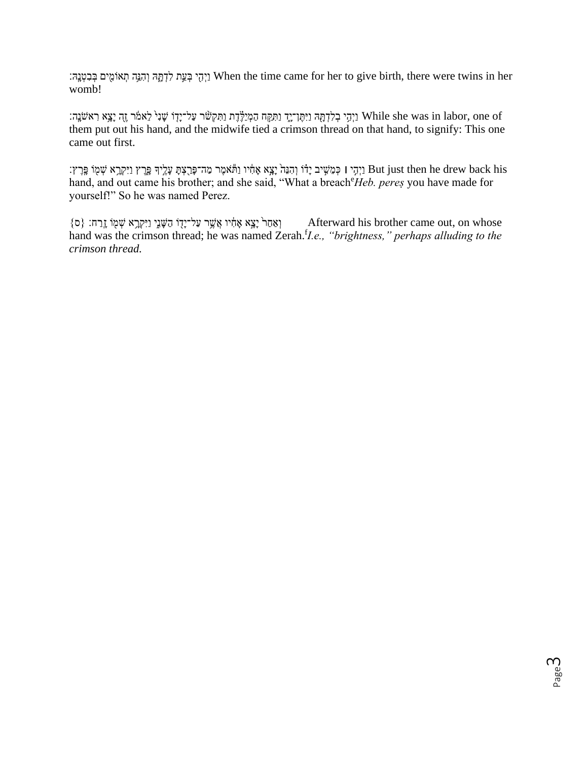וַיְהִ֖י בְּעֵ֣ת לִדְתָּ֑הּ וְהִנֵּ֥ה תְאוֹמִ֖ים בְּבִטְנָֽהּ׃ When the time came for her to give birth, there were twins in her womb!

וַיְהִ֥י בְלִדְתָּ֖הּ וַיִּתֶּן־יָ֑ד וַתִּקַּ֣ח הַמְיַלֶּ֗דֶת וַתִּקְשֹׁ֨ר עַל־יָד֤וֹ שָׁנִי֙ לֵאמֹ֔ר זֶ֖ה יָצָ֥א רִאשֹׁנָֽה׃ While she was in labor, one of them put out his hand, and the midwife tied a crimson thread on that hand, to signify: This one came out first.

וַיְהִ֣י ׀ כְּמֵשִׁ֣יב יָד֗וֹ וְהִנֵּה֙ יָצָ֣א אָחִ֔יו וַתֹּ֕אמֶר מַה־פָּרַ֖צְתָּ עָלֶ֣יךָ פָּ֑רֶץ וַיִּקְרָ֥א שְׁמ֖וֹ פָּֽרֶץ׃ But just then he drew back his hand, and out came his brother; and she said, "What a breach[e]*Heb. pereṣ* you have made for yourself!" So he was named Perez.

וְאַחַר֙ יָצָ֣א אָחִ֔יו אֲשֶׁ֥ר עַל־יָד֖וֹ הַשָּׁנִ֑י וַיִּקְרָ֥א שְׁמ֖וֹ זָֽרַח׃ {ס} Afterward his brother came out, on whose hand was the crimson thread; he was named Zerah.[f]*I.e., "brightness," perhaps alluding to the crimson thread.*